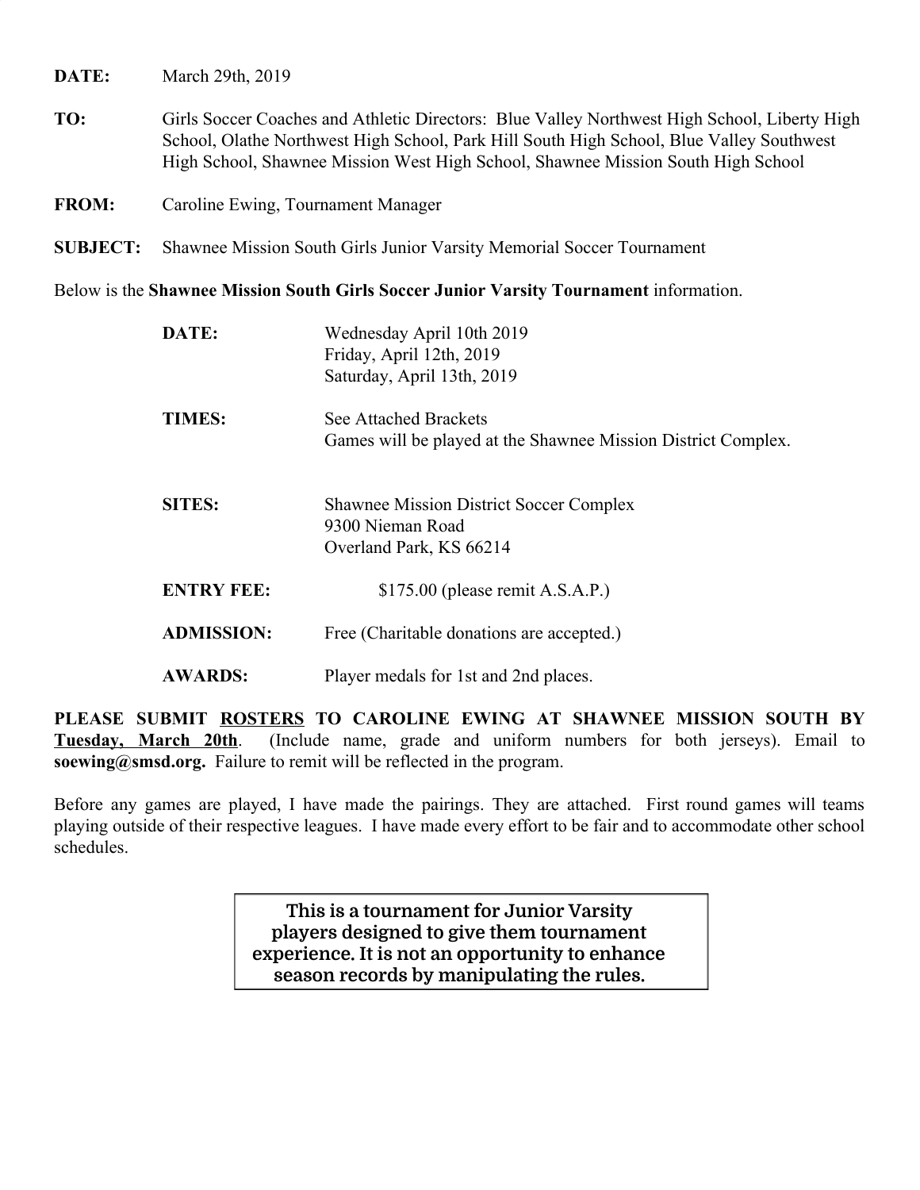**DATE:** March 29th, 2019

**TO:** Girls Soccer Coaches and Athletic Directors: Blue Valley Northwest High School, Liberty High School, Olathe Northwest High School, Park Hill South High School, Blue Valley Southwest High School, Shawnee Mission West High School, Shawnee Mission South High School

**FROM:** Caroline Ewing, Tournament Manager

**SUBJECT:** Shawnee Mission South Girls Junior Varsity Memorial Soccer Tournament

Below is the **Shawnee Mission South Girls Soccer Junior Varsity Tournament** information.

**DATE:** Wednesday April 10th 2019
Friday, April 12th, 2019
Saturday, April 13th, 2019

**TIMES:** See Attached Brackets
Games will be played at the Shawnee Mission District Complex.

**SITES:** Shawnee Mission District Soccer Complex
9300 Nieman Road
Overland Park, KS 66214

**ENTRY FEE:** $175.00 (please remit A.S.A.P.)

**ADMISSION:** Free (Charitable donations are accepted.)

**AWARDS:** Player medals for 1st and 2nd places.

**PLEASE SUBMIT <u>ROSTERS</u> TO CAROLINE EWING AT SHAWNEE MISSION SOUTH BY <u>Tuesday, March 20th</u>**. (Include name, grade and uniform numbers for both jerseys). Email to **soewing@smsd.org.** Failure to remit will be reflected in the program.

Before any games are played, I have made the pairings. They are attached. First round games will teams playing outside of their respective leagues. I have made every effort to be fair and to accommodate other school schedules.

> **This is a tournament for Junior Varsity players designed to give them tournament experience. It is not an opportunity to enhance season records by manipulating the rules.**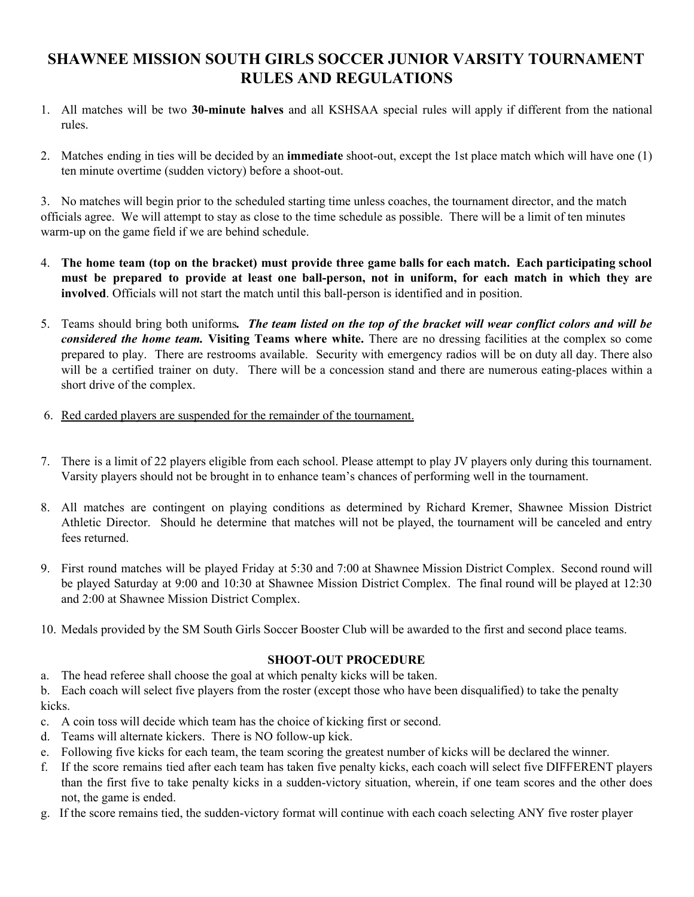# SHAWNEE MISSION SOUTH GIRLS SOCCER JUNIOR VARSITY TOURNAMENT RULES AND REGULATIONS

1. All matches will be two **30-minute halves** and all KSHSAA special rules will apply if different from the national rules.

2. Matches ending in ties will be decided by an **immediate** shoot-out, except the 1st place match which will have one (1) ten minute overtime (sudden victory) before a shoot-out.

3. No matches will begin prior to the scheduled starting time unless coaches, the tournament director, and the match officials agree. We will attempt to stay as close to the time schedule as possible. There will be a limit of ten minutes warm-up on the game field if we are behind schedule.

4. **The home team (top on the bracket) must provide three game balls for each match. Each participating school must be prepared to provide at least one ball-person, not in uniform, for each match in which they are involved**. Officials will not start the match until this ball-person is identified and in position.

5. Teams should bring both uniforms***. The team listed on the top of the bracket will wear conflict colors and will be considered the home team.*** **Visiting Teams where white.** There are no dressing facilities at the complex so come prepared to play. There are restrooms available. Security with emergency radios will be on duty all day. There also will be a certified trainer on duty. There will be a concession stand and there are numerous eating-places within a short drive of the complex.

6. <u>Red carded players are suspended for the remainder of the tournament.</u>

7. There is a limit of 22 players eligible from each school. Please attempt to play JV players only during this tournament. Varsity players should not be brought in to enhance team's chances of performing well in the tournament.

8. All matches are contingent on playing conditions as determined by Richard Kremer, Shawnee Mission District Athletic Director. Should he determine that matches will not be played, the tournament will be canceled and entry fees returned.

9. First round matches will be played Friday at 5:30 and 7:00 at Shawnee Mission District Complex. Second round will be played Saturday at 9:00 and 10:30 at Shawnee Mission District Complex. The final round will be played at 12:30 and 2:00 at Shawnee Mission District Complex.

10. Medals provided by the SM South Girls Soccer Booster Club will be awarded to the first and second place teams.

**SHOOT-OUT PROCEDURE**

a. The head referee shall choose the goal at which penalty kicks will be taken.

b. Each coach will select five players from the roster (except those who have been disqualified) to take the penalty kicks.

c. A coin toss will decide which team has the choice of kicking first or second.

d. Teams will alternate kickers. There is NO follow-up kick.

e. Following five kicks for each team, the team scoring the greatest number of kicks will be declared the winner.

f. If the score remains tied after each team has taken five penalty kicks, each coach will select five DIFFERENT players than the first five to take penalty kicks in a sudden-victory situation, wherein, if one team scores and the other does not, the game is ended.

g. If the score remains tied, the sudden-victory format will continue with each coach selecting ANY five roster player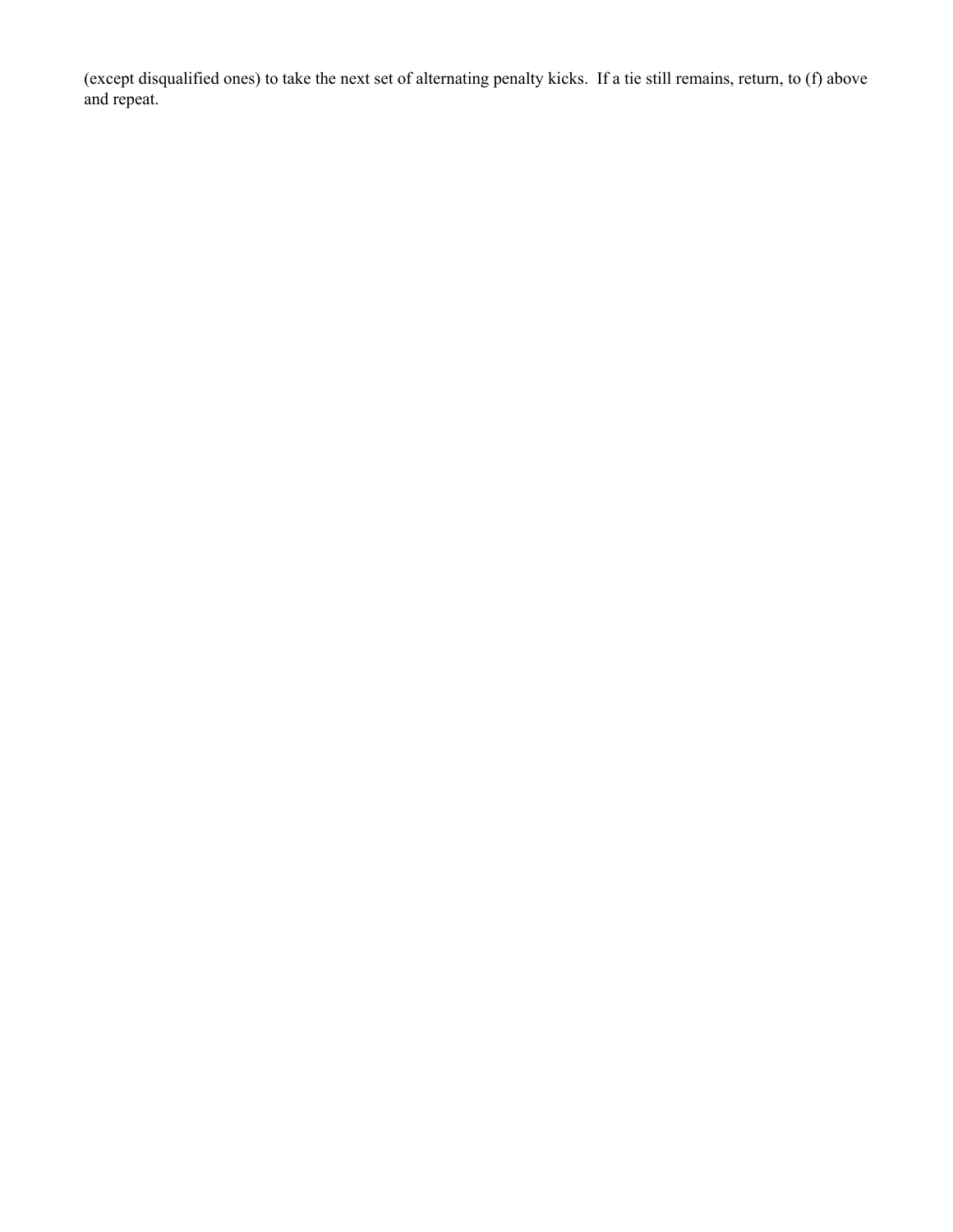(except disqualified ones) to take the next set of alternating penalty kicks. If a tie still remains, return, to (f) above and repeat.